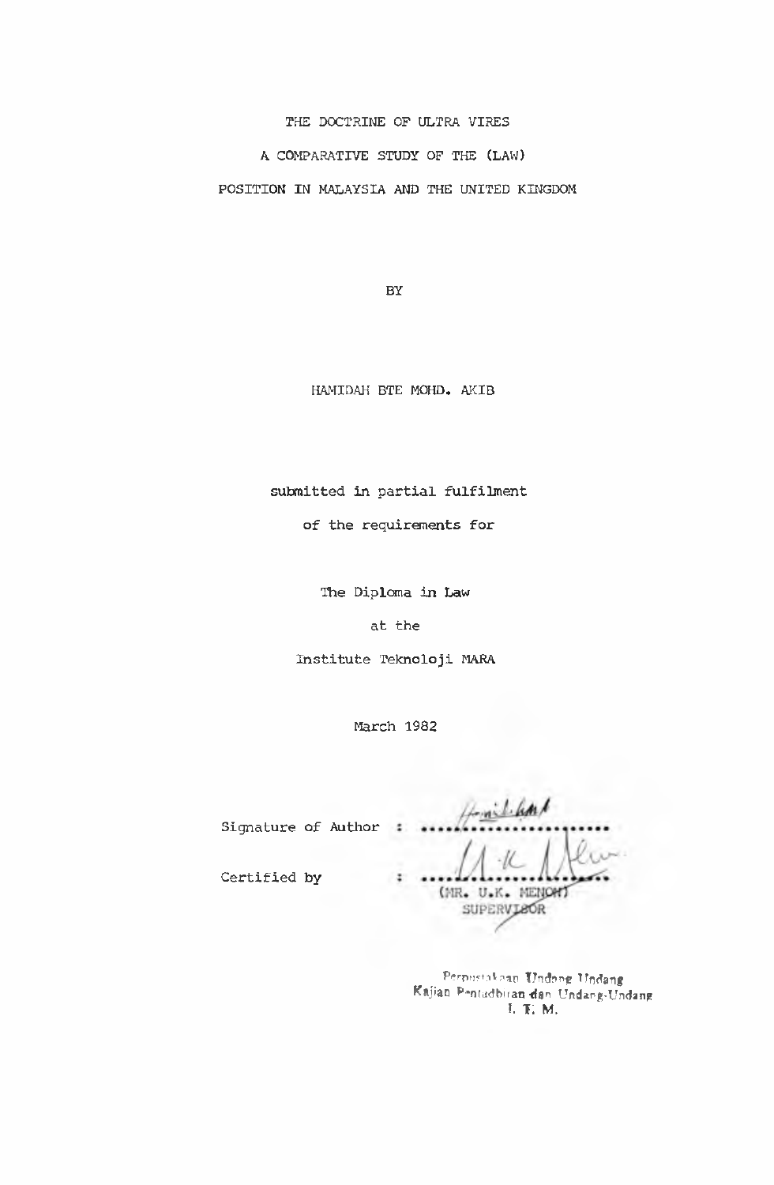# THE DOCTRINE OF ULTRA VIRES

# A COMPARATIVE STUDY OF THE (LAW)

# POSITION IN MALAYSIA AND THE UNITED KINGDOM

BY

HAMIDAH BTE MOHD. AKIB

submitted in partial fulfilment

of the requirements for

The Diploma in Law

at the

Institute Teknoloji MARA

March 1982

Signature of Author : ........................

Certified by : ........................
(MR. U.K. MENON)
SUPERVISOR

Perpustakaan Undang Undang
Kajian Pentadbiran dan Undang-Undang
I. T. M.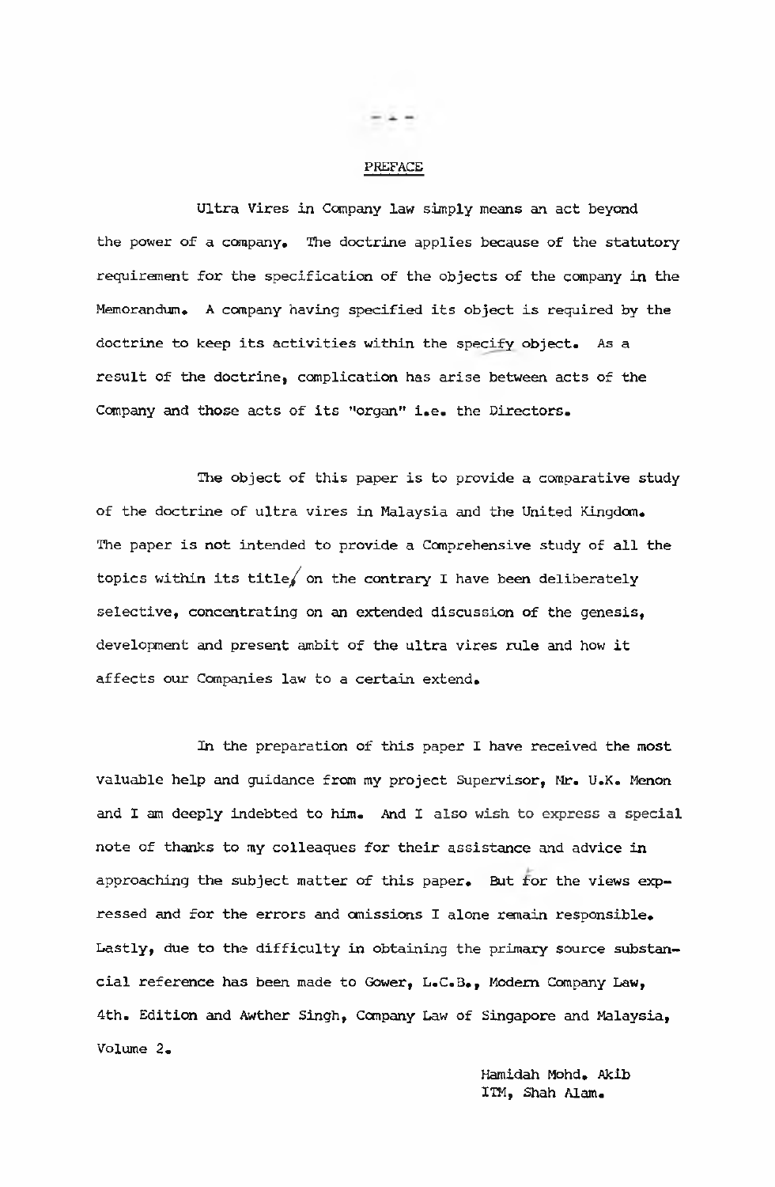## PREFACE

Ultra Vires in Company law simply means an act beyond the power of a company. The doctrine applies because of the statutory requirement for the specification of the objects of the company in the Memorandum. A company having specified its object is required by the doctrine to keep its activities within the specify object. As a result of the doctrine, complication has arise between acts of the Company and those acts of its "organ" i.e. the Directors.

The object of this paper is to provide a comparative study of the doctrine of ultra vires in Malaysia and the United Kingdom. The paper is not intended to provide a Comprehensive study of all the topics within its title, on the contrary I have been deliberately selective, concentrating on an extended discussion of the genesis, development and present ambit of the ultra vires rule and how it affects our Companies law to a certain extend.

In the preparation of this paper I have received the most valuable help and guidance from my project Supervisor, Mr. U.K. Menon and I am deeply indebted to him. And I also wish to express a special note of thanks to my colleaques for their assistance and advice in approaching the subject matter of this paper. But for the views expressed and for the errors and omissions I alone remain responsible. Lastly, due to the difficulty in obtaining the primary source substancial reference has been made to Gower, L.C.B., Modern Company Law, 4th. Edition and Awther Singh, Company Law of Singapore and Malaysia, Volume 2.

Hamidah Mohd. Akib
ITM, Shah Alam.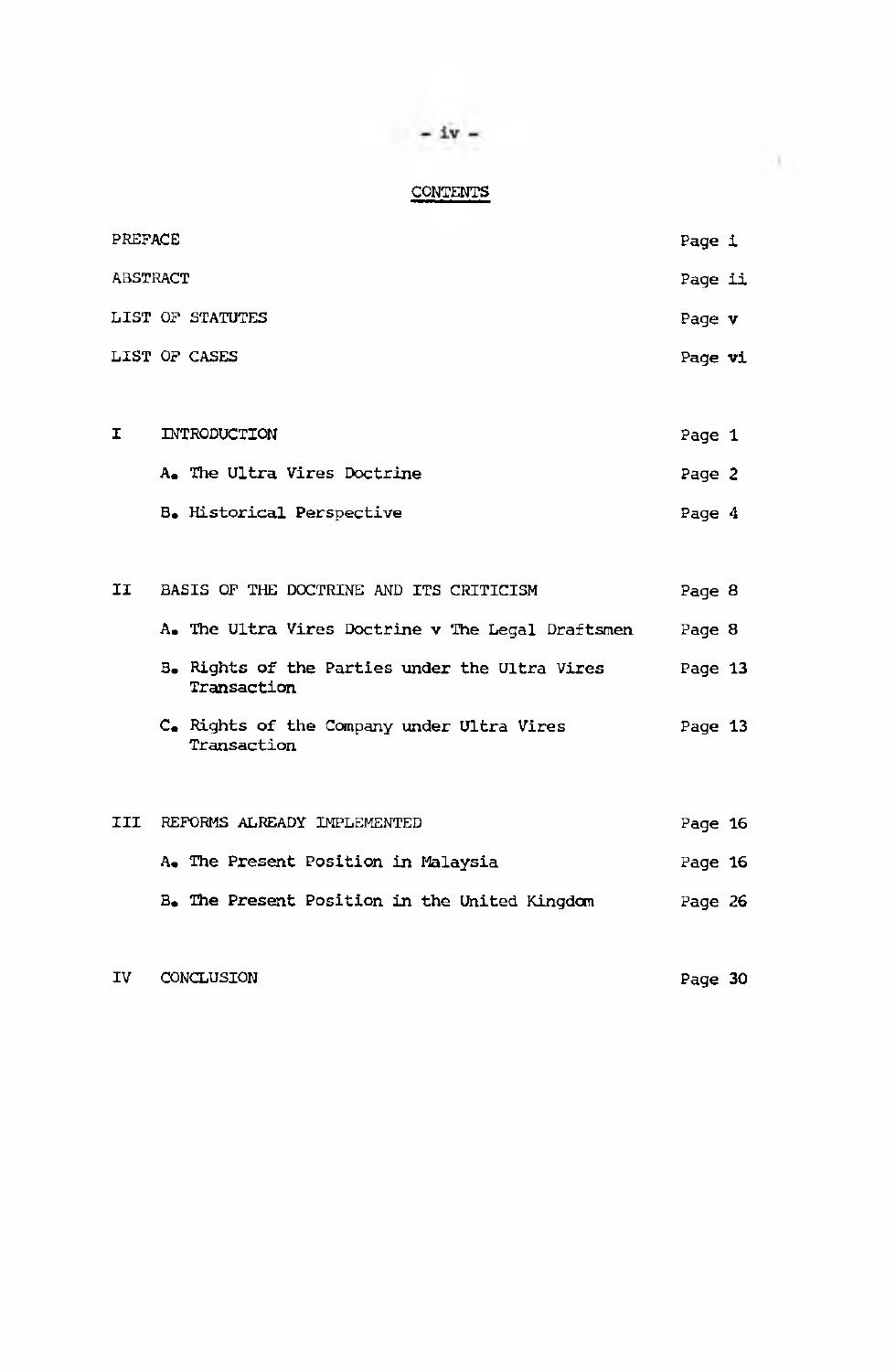# CONTENTS

| | | |
|---|---|---|
| PREFACE | | Page i |
| ABSTRACT | | Page ii |
| LIST OF STATUTES | | Page v |
| LIST OF CASES | | Page vi |
| I | INTRODUCTION | Page 1 |
| | A. The Ultra Vires Doctrine | Page 2 |
| | B. Historical Perspective | Page 4 |
| II | BASIS OF THE DOCTRINE AND ITS CRITICISM | Page 8 |
| | A. The Ultra Vires Doctrine v The Legal Draftsmen | Page 8 |
| | B. Rights of the Parties under the Ultra Vires Transaction | Page 13 |
| | C. Rights of the Company under Ultra Vires Transaction | Page 13 |
| III | REFORMS ALREADY IMPLEMENTED | Page 16 |
| | A. The Present Position in Malaysia | Page 16 |
| | B. The Present Position in the United Kingdom | Page 26 |
| IV | CONCLUSION | Page 30 |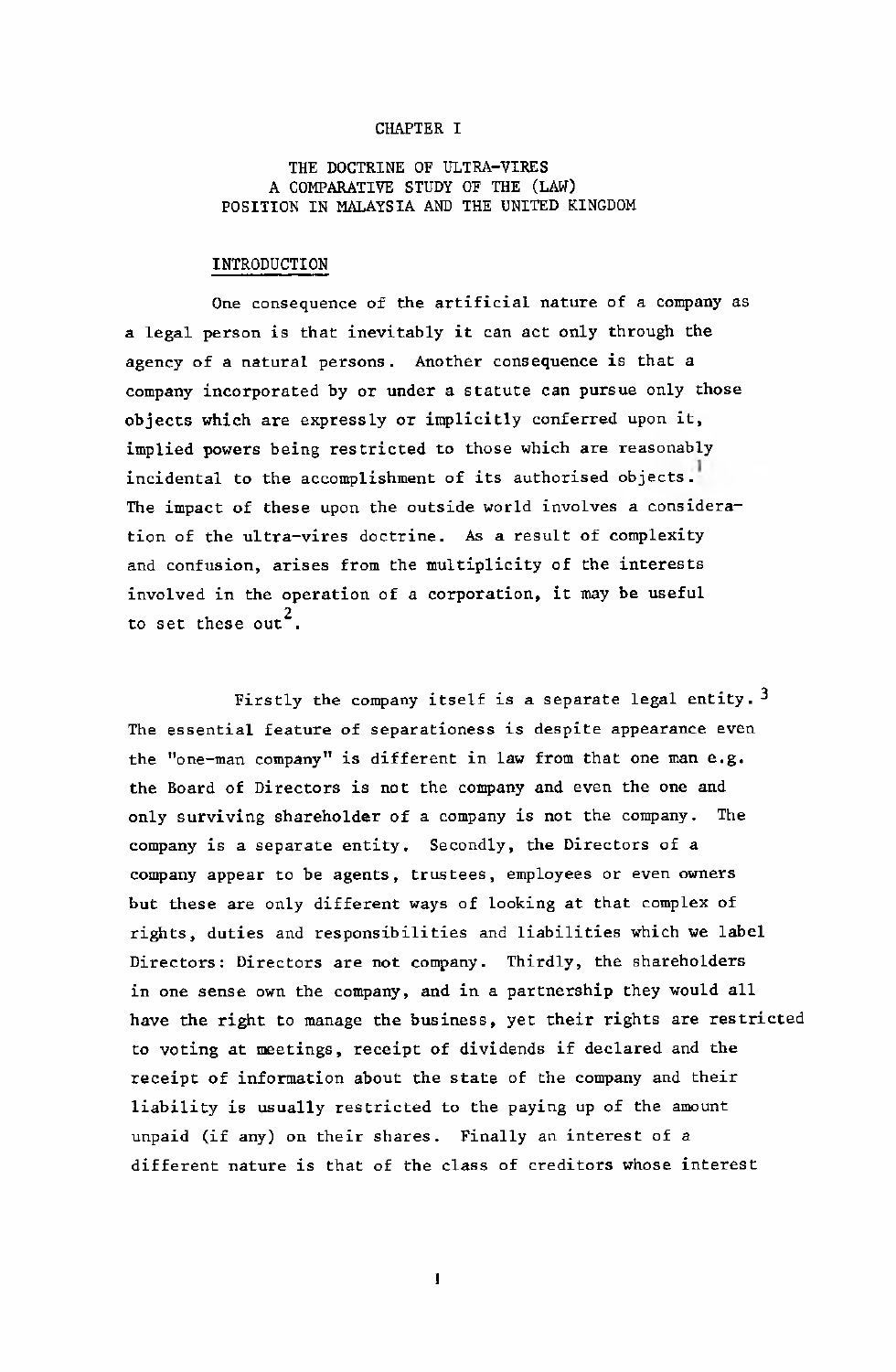# CHAPTER I

## THE DOCTRINE OF ULTRA-VIRES
## A COMPARATIVE STUDY OF THE (LAW) POSITION IN MALAYSIA AND THE UNITED KINGDOM

### INTRODUCTION

One consequence of the artificial nature of a company as a legal person is that inevitably it can act only through the agency of a natural persons. Another consequence is that a company incorporated by or under a statute can pursue only those objects which are expressly or implicitly conferred upon it, implied powers being restricted to those which are reasonably incidental to the accomplishment of its authorised objects.[1] The impact of these upon the outside world involves a consideration of the ultra-vires doctrine. As a result of complexity and confusion, arises from the multiplicity of the interests involved in the operation of a corporation, it may be useful to set these out[2].

Firstly the company itself is a separate legal entity.[3] The essential feature of separationess is despite appearance even the "one-man company" is different in law from that one man e.g. the Board of Directors is not the company and even the one and only surviving shareholder of a company is not the company. The company is a separate entity. Secondly, the Directors of a company appear to be agents, trustees, employees or even owners but these are only different ways of looking at that complex of rights, duties and responsibilities and liabilities which we label Directors: Directors are not company. Thirdly, the shareholders in one sense own the company, and in a partnership they would all have the right to manage the business, yet their rights are restricted to voting at meetings, receipt of dividends if declared and the receipt of information about the state of the company and their liability is usually restricted to the paying up of the amount unpaid (if any) on their shares. Finally an interest of a different nature is that of the class of creditors whose interest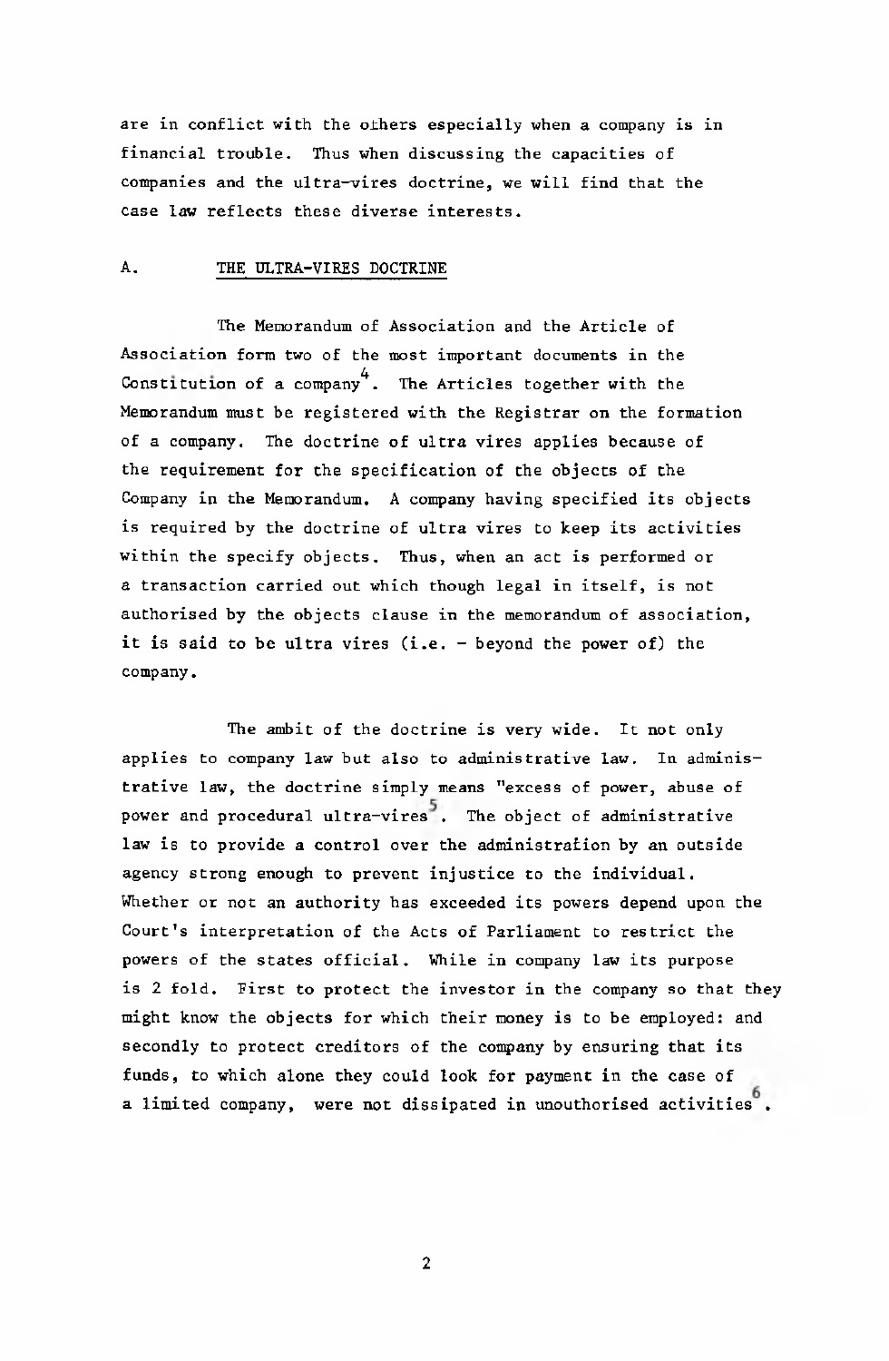are in conflict with the others especially when a company is in financial trouble. Thus when discussing the capacities of companies and the ultra-vires doctrine, we will find that the case law reflects these diverse interests.

## A. THE ULTRA-VIRES DOCTRINE

The Memorandum of Association and the Article of Association form two of the most important documents in the Constitution of a company[4]. The Articles together with the Memorandum must be registered with the Registrar on the formation of a company. The doctrine of ultra vires applies because of the requirement for the specification of the objects of the Company in the Memorandum. A company having specified its objects is required by the doctrine of ultra vires to keep its activities within the specify objects. Thus, when an act is performed or a transaction carried out which though legal in itself, is not authorised by the objects clause in the memorandum of association, it is said to be ultra vires (i.e. - beyond the power of) the company.

The ambit of the doctrine is very wide. It not only applies to company law but also to administrative law. In administrative law, the doctrine simply means "excess of power, abuse of power and procedural ultra-vires[5]. The object of administrative law is to provide a control over the administration by an outside agency strong enough to prevent injustice to the individual. Whether or not an authority has exceeded its powers depend upon the Court's interpretation of the Acts of Parliament to restrict the powers of the states official. While in company law its purpose is 2 fold. First to protect the investor in the company so that they might know the objects for which their money is to be employed: and secondly to protect creditors of the company by ensuring that its funds, to which alone they could look for payment in the case of a limited company, were not dissipated in unouthorised activities[6].